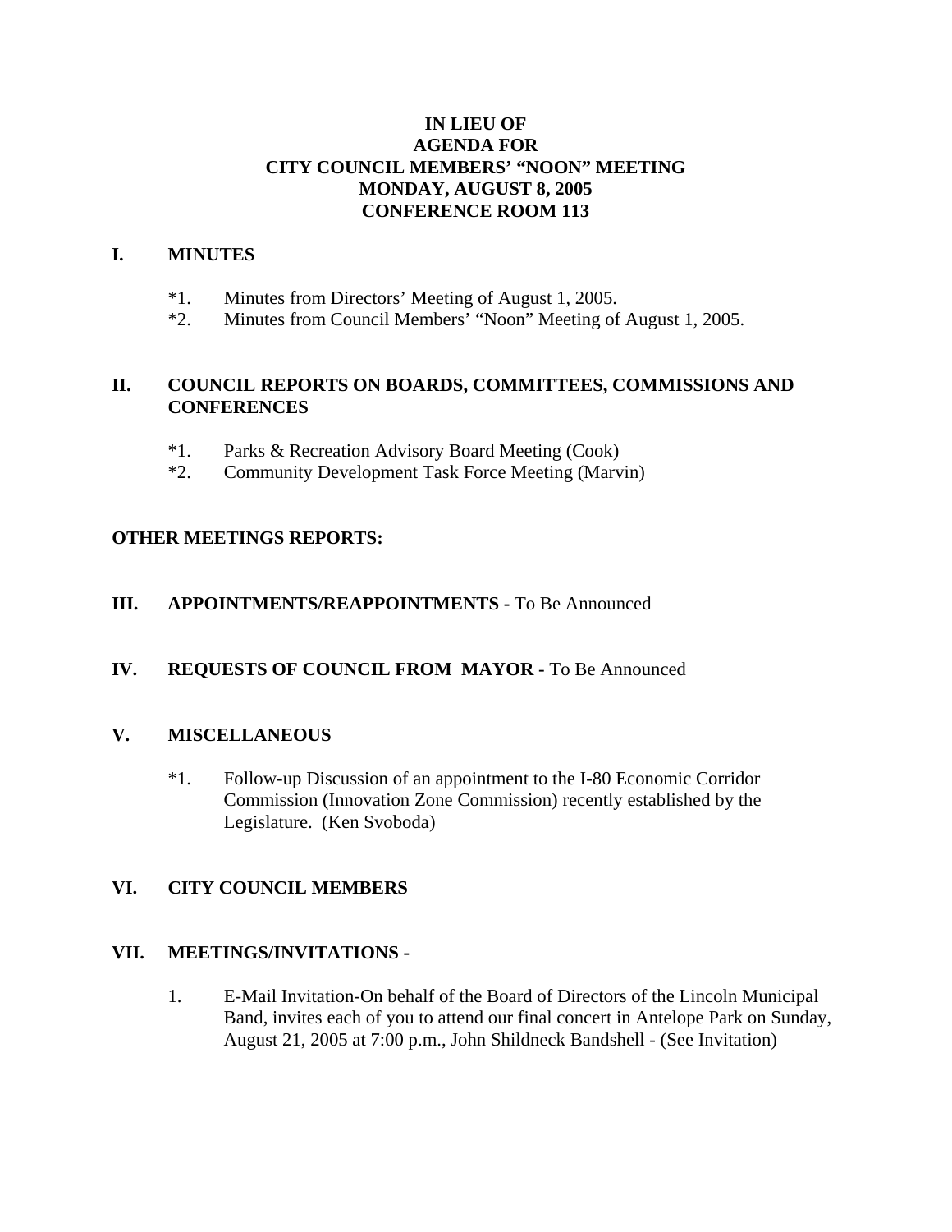**IN LIEU OF**
**AGENDA FOR**
**CITY COUNCIL MEMBERS' "NOON" MEETING**
**MONDAY, AUGUST 8, 2005**
**CONFERENCE ROOM 113**

## I. MINUTES

*1. Minutes from Directors' Meeting of August 1, 2005.
*2. Minutes from Council Members' "Noon" Meeting of August 1, 2005.

## II. COUNCIL REPORTS ON BOARDS, COMMITTEES, COMMISSIONS AND CONFERENCES

*1. Parks & Recreation Advisory Board Meeting (Cook)
*2. Community Development Task Force Meeting (Marvin)

**OTHER MEETINGS REPORTS:**

## III. APPOINTMENTS/REAPPOINTMENTS - To Be Announced

## IV. REQUESTS OF COUNCIL FROM MAYOR - To Be Announced

## V. MISCELLANEOUS

*1. Follow-up Discussion of an appointment to the I-80 Economic Corridor Commission (Innovation Zone Commission) recently established by the Legislature. (Ken Svoboda)

## VI. CITY COUNCIL MEMBERS

## VII. MEETINGS/INVITATIONS -

1. E-Mail Invitation-On behalf of the Board of Directors of the Lincoln Municipal Band, invites each of you to attend our final concert in Antelope Park on Sunday, August 21, 2005 at 7:00 p.m., John Shildneck Bandshell - (See Invitation)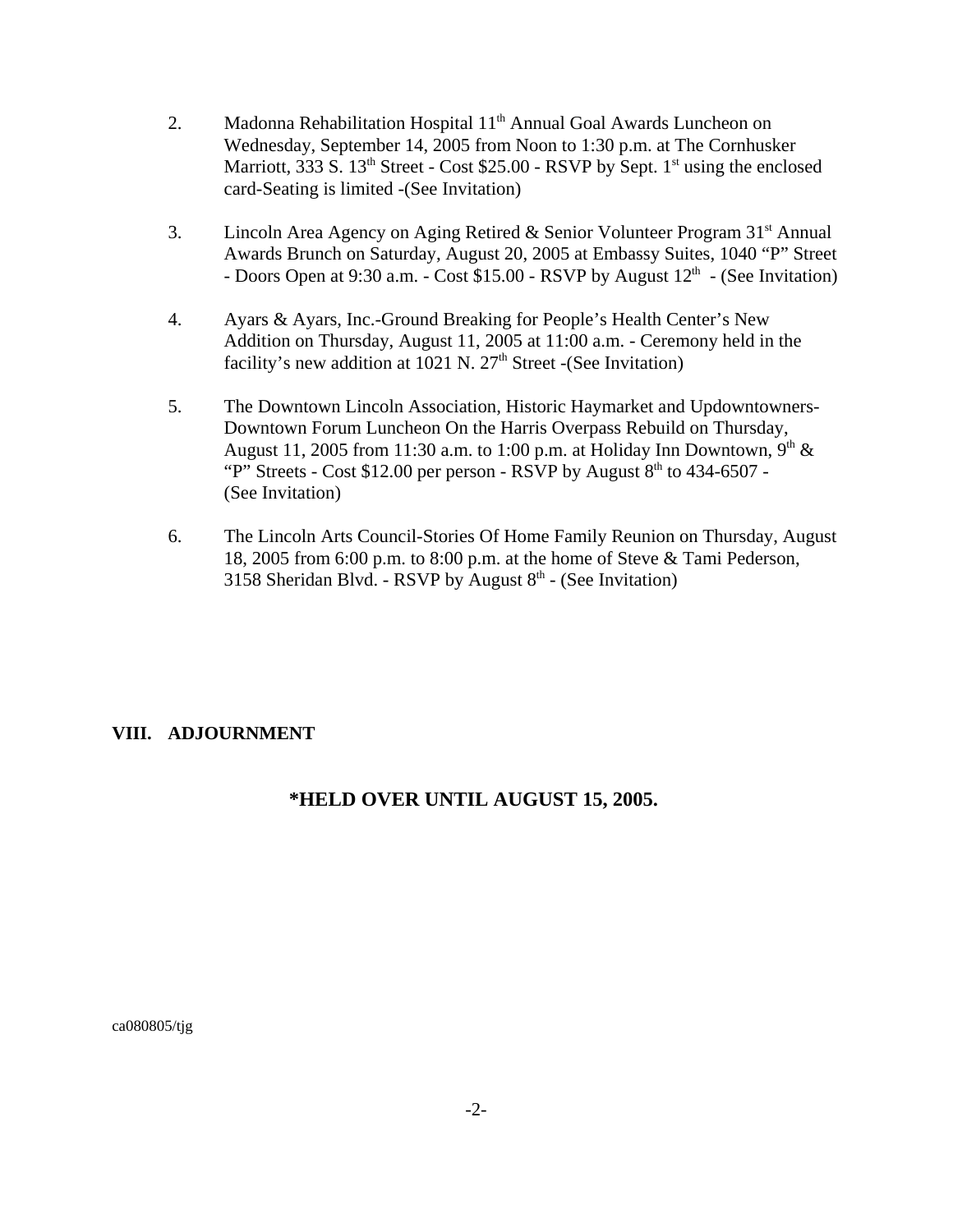2. Madonna Rehabilitation Hospital 11th Annual Goal Awards Luncheon on Wednesday, September 14, 2005 from Noon to 1:30 p.m. at The Cornhusker Marriott, 333 S. 13th Street - Cost $25.00 - RSVP by Sept. 1st using the enclosed card-Seating is limited -(See Invitation)

3. Lincoln Area Agency on Aging Retired & Senior Volunteer Program 31st Annual Awards Brunch on Saturday, August 20, 2005 at Embassy Suites, 1040 "P" Street - Doors Open at 9:30 a.m. - Cost $15.00 - RSVP by August 12th - (See Invitation)

4. Ayars & Ayars, Inc.-Ground Breaking for People's Health Center's New Addition on Thursday, August 11, 2005 at 11:00 a.m. - Ceremony held in the facility's new addition at 1021 N. 27th Street -(See Invitation)

5. The Downtown Lincoln Association, Historic Haymarket and Updowntowners-Downtown Forum Luncheon On the Harris Overpass Rebuild on Thursday, August 11, 2005 from 11:30 a.m. to 1:00 p.m. at Holiday Inn Downtown, 9th & "P" Streets - Cost $12.00 per person - RSVP by August 8th to 434-6507 - (See Invitation)

6. The Lincoln Arts Council-Stories Of Home Family Reunion on Thursday, August 18, 2005 from 6:00 p.m. to 8:00 p.m. at the home of Steve & Tami Pederson, 3158 Sheridan Blvd. - RSVP by August 8th - (See Invitation)

**VIII. ADJOURNMENT**

**\*HELD OVER UNTIL AUGUST 15, 2005.**

ca080805/tjg